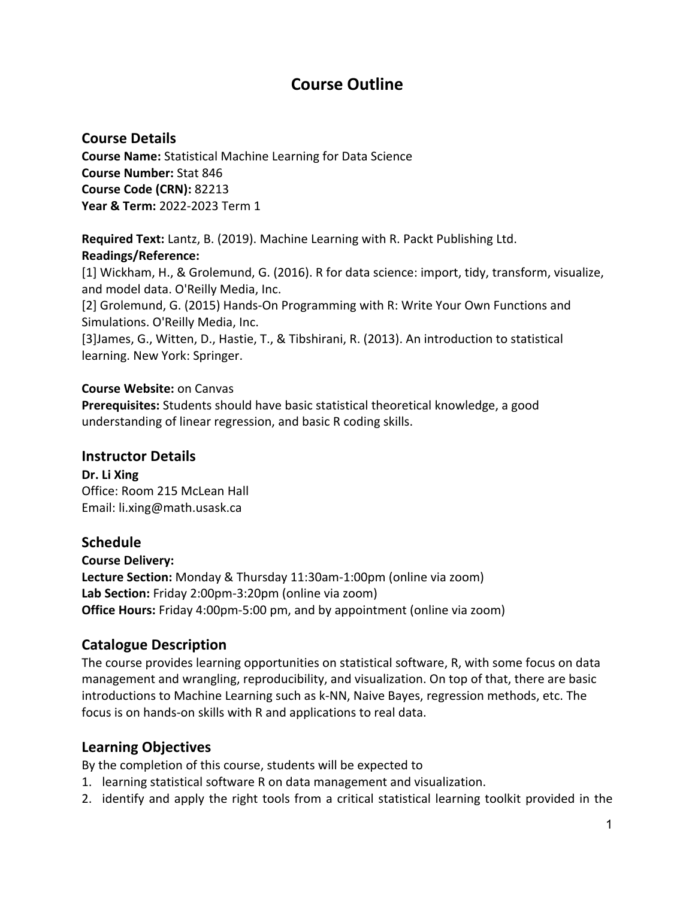# Course Outline

## Course Details

**Course Name:** Statistical Machine Learning for Data Science
**Course Number:** Stat 846
**Course Code (CRN):** 82213
**Year & Term:** 2022-2023 Term 1

**Required Text:** Lantz, B. (2019). Machine Learning with R. Packt Publishing Ltd.
**Readings/Reference:**
[1] Wickham, H., & Grolemund, G. (2016). R for data science: import, tidy, transform, visualize, and model data. O'Reilly Media, Inc.
[2] Grolemund, G. (2015) Hands-On Programming with R: Write Your Own Functions and Simulations. O'Reilly Media, Inc.
[3]James, G., Witten, D., Hastie, T., & Tibshirani, R. (2013). An introduction to statistical learning. New York: Springer.

**Course Website:** on Canvas
**Prerequisites:** Students should have basic statistical theoretical knowledge, a good understanding of linear regression, and basic R coding skills.

## Instructor Details

**Dr. Li Xing**
Office: Room 215 McLean Hall
Email: li.xing@math.usask.ca

## Schedule

**Course Delivery:**
**Lecture Section:** Monday & Thursday 11:30am-1:00pm (online via zoom)
**Lab Section:** Friday 2:00pm-3:20pm (online via zoom)
**Office Hours:** Friday 4:00pm-5:00 pm, and by appointment (online via zoom)

## Catalogue Description

The course provides learning opportunities on statistical software, R, with some focus on data management and wrangling, reproducibility, and visualization. On top of that, there are basic introductions to Machine Learning such as k-NN, Naive Bayes, regression methods, etc. The focus is on hands-on skills with R and applications to real data.

## Learning Objectives

By the completion of this course, students will be expected to

1. learning statistical software R on data management and visualization.
2. identify and apply the right tools from a critical statistical learning toolkit provided in the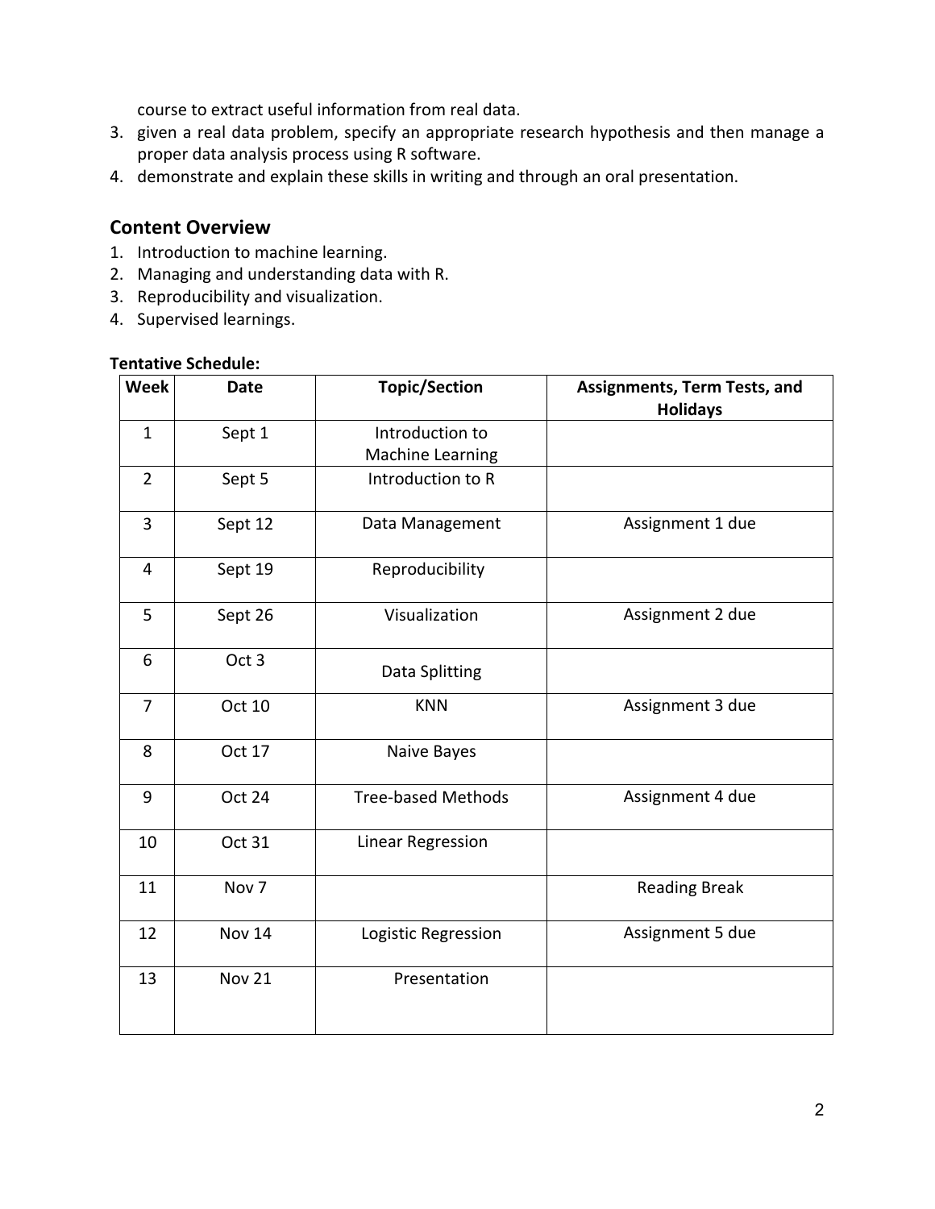course to extract useful information from real data.

3. given a real data problem, specify an appropriate research hypothesis and then manage a proper data analysis process using R software.
4. demonstrate and explain these skills in writing and through an oral presentation.

## Content Overview

1. Introduction to machine learning.
2. Managing and understanding data with R.
3. Reproducibility and visualization.
4. Supervised learnings.

**Tentative Schedule:**

| Week | Date | Topic/Section | Assignments, Term Tests, and Holidays |
|---|---|---|---|
| 1 | Sept 1 | Introduction to Machine Learning | |
| 2 | Sept 5 | Introduction to R | |
| 3 | Sept 12 | Data Management | Assignment 1 due |
| 4 | Sept 19 | Reproducibility | |
| 5 | Sept 26 | Visualization | Assignment 2 due |
| 6 | Oct 3 | Data Splitting | |
| 7 | Oct 10 | KNN | Assignment 3 due |
| 8 | Oct 17 | Naive Bayes | |
| 9 | Oct 24 | Tree-based Methods | Assignment 4 due |
| 10 | Oct 31 | Linear Regression | |
| 11 | Nov 7 | | Reading Break |
| 12 | Nov 14 | Logistic Regression | Assignment 5 due |
| 13 | Nov 21 | Presentation | |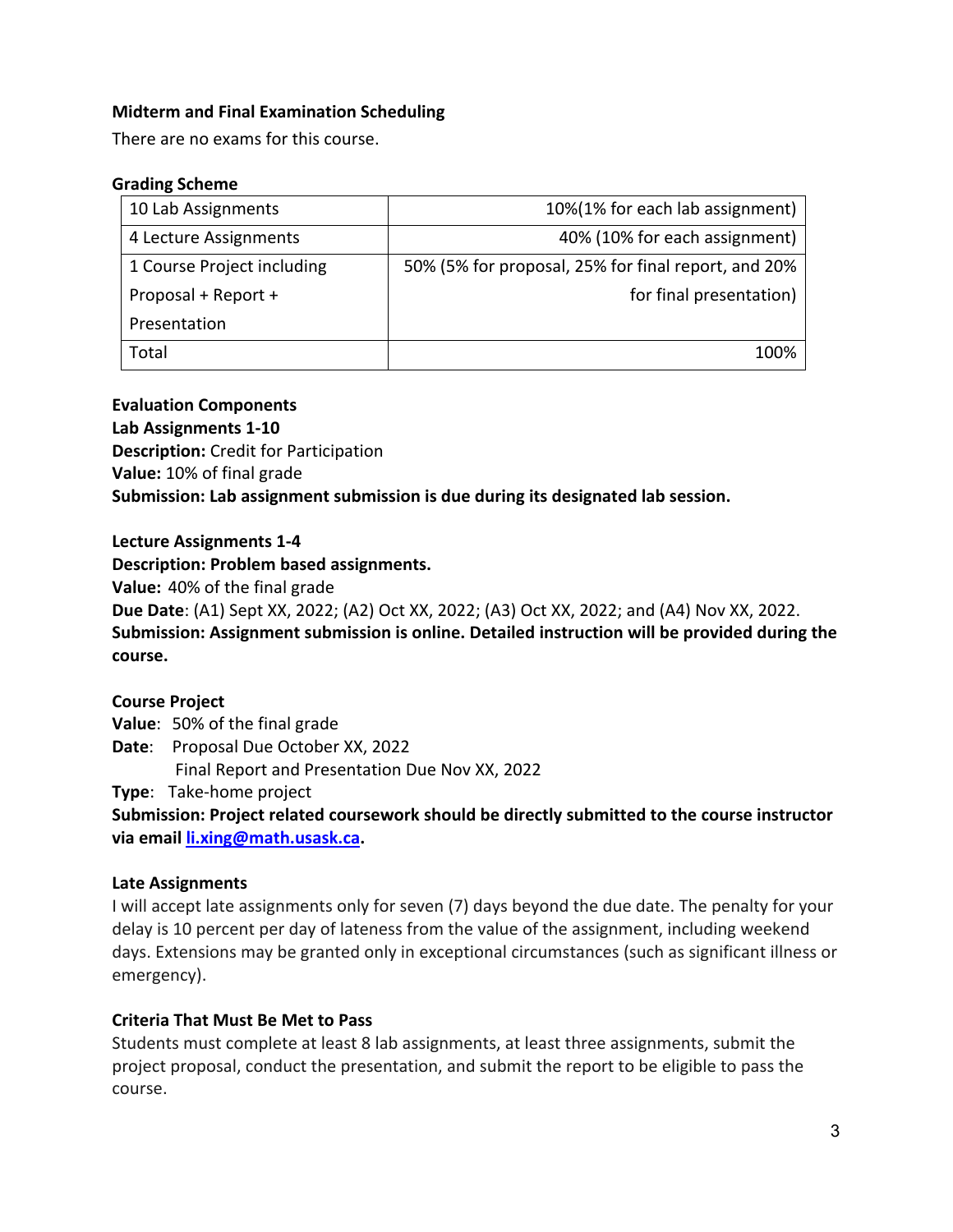**Midterm and Final Examination Scheduling**

There are no exams for this course.

**Grading Scheme**

| 10 Lab Assignments | 10%(1% for each lab assignment) |
|---|---|
| 4 Lecture Assignments | 40% (10% for each assignment) |
| 1 Course Project including Proposal + Report + Presentation | 50% (5% for proposal, 25% for final report, and 20% for final presentation) |
| Total | 100% |

**Evaluation Components**

**Lab Assignments 1-10**

**Description:** Credit for Participation

**Value:** 10% of final grade

**Submission: Lab assignment submission is due during its designated lab session.**

**Lecture Assignments 1-4**

**Description: Problem based assignments.**

**Value:** 40% of the final grade

**Due Date**: (A1) Sept XX, 2022; (A2) Oct XX, 2022; (A3) Oct XX, 2022; and (A4) Nov XX, 2022.

**Submission: Assignment submission is online. Detailed instruction will be provided during the course.**

**Course Project**

**Value**: 50% of the final grade

**Date**: Proposal Due October XX, 2022

Final Report and Presentation Due Nov XX, 2022

**Type**: Take-home project

**Submission: Project related coursework should be directly submitted to the course instructor via email [li.xing@math.usask.ca](mailto:li.xing@math.usask.ca).**

**Late Assignments**

I will accept late assignments only for seven (7) days beyond the due date. The penalty for your delay is 10 percent per day of lateness from the value of the assignment, including weekend days. Extensions may be granted only in exceptional circumstances (such as significant illness or emergency).

**Criteria That Must Be Met to Pass**

Students must complete at least 8 lab assignments, at least three assignments, submit the project proposal, conduct the presentation, and submit the report to be eligible to pass the course.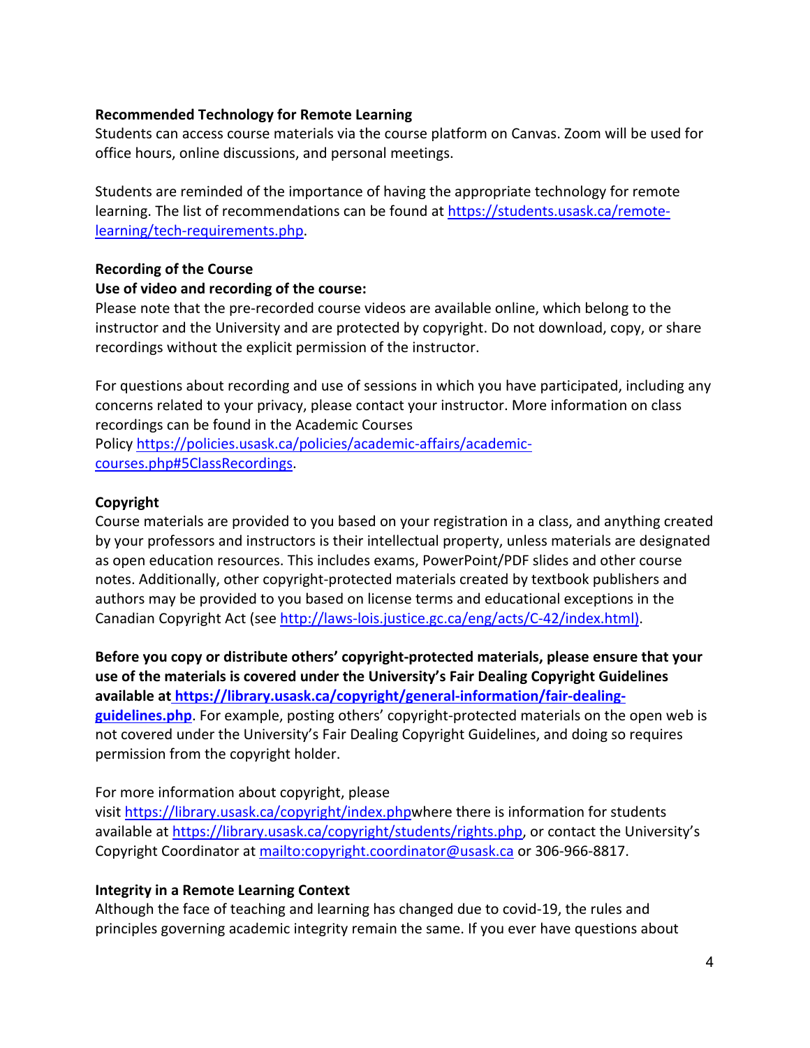**Recommended Technology for Remote Learning**

Students can access course materials via the course platform on Canvas. Zoom will be used for office hours, online discussions, and personal meetings.

Students are reminded of the importance of having the appropriate technology for remote learning. The list of recommendations can be found at https://students.usask.ca/remote-learning/tech-requirements.php.

**Recording of the Course**

**Use of video and recording of the course:**

Please note that the pre-recorded course videos are available online, which belong to the instructor and the University and are protected by copyright. Do not download, copy, or share recordings without the explicit permission of the instructor.

For questions about recording and use of sessions in which you have participated, including any concerns related to your privacy, please contact your instructor. More information on class recordings can be found in the Academic Courses Policy https://policies.usask.ca/policies/academic-affairs/academic-courses.php#5ClassRecordings.

**Copyright**

Course materials are provided to you based on your registration in a class, and anything created by your professors and instructors is their intellectual property, unless materials are designated as open education resources. This includes exams, PowerPoint/PDF slides and other course notes. Additionally, other copyright-protected materials created by textbook publishers and authors may be provided to you based on license terms and educational exceptions in the Canadian Copyright Act (see http://laws-lois.justice.gc.ca/eng/acts/C-42/index.html).

**Before you copy or distribute others' copyright-protected materials, please ensure that your use of the materials is covered under the University's Fair Dealing Copyright Guidelines available at https://library.usask.ca/copyright/general-information/fair-dealing-guidelines.php**. For example, posting others' copyright-protected materials on the open web is not covered under the University's Fair Dealing Copyright Guidelines, and doing so requires permission from the copyright holder.

For more information about copyright, please visit https://library.usask.ca/copyright/index.phpwhere there is information for students available at https://library.usask.ca/copyright/students/rights.php, or contact the University's Copyright Coordinator at mailto:copyright.coordinator@usask.ca or 306-966-8817.

**Integrity in a Remote Learning Context**

Although the face of teaching and learning has changed due to covid-19, the rules and principles governing academic integrity remain the same. If you ever have questions about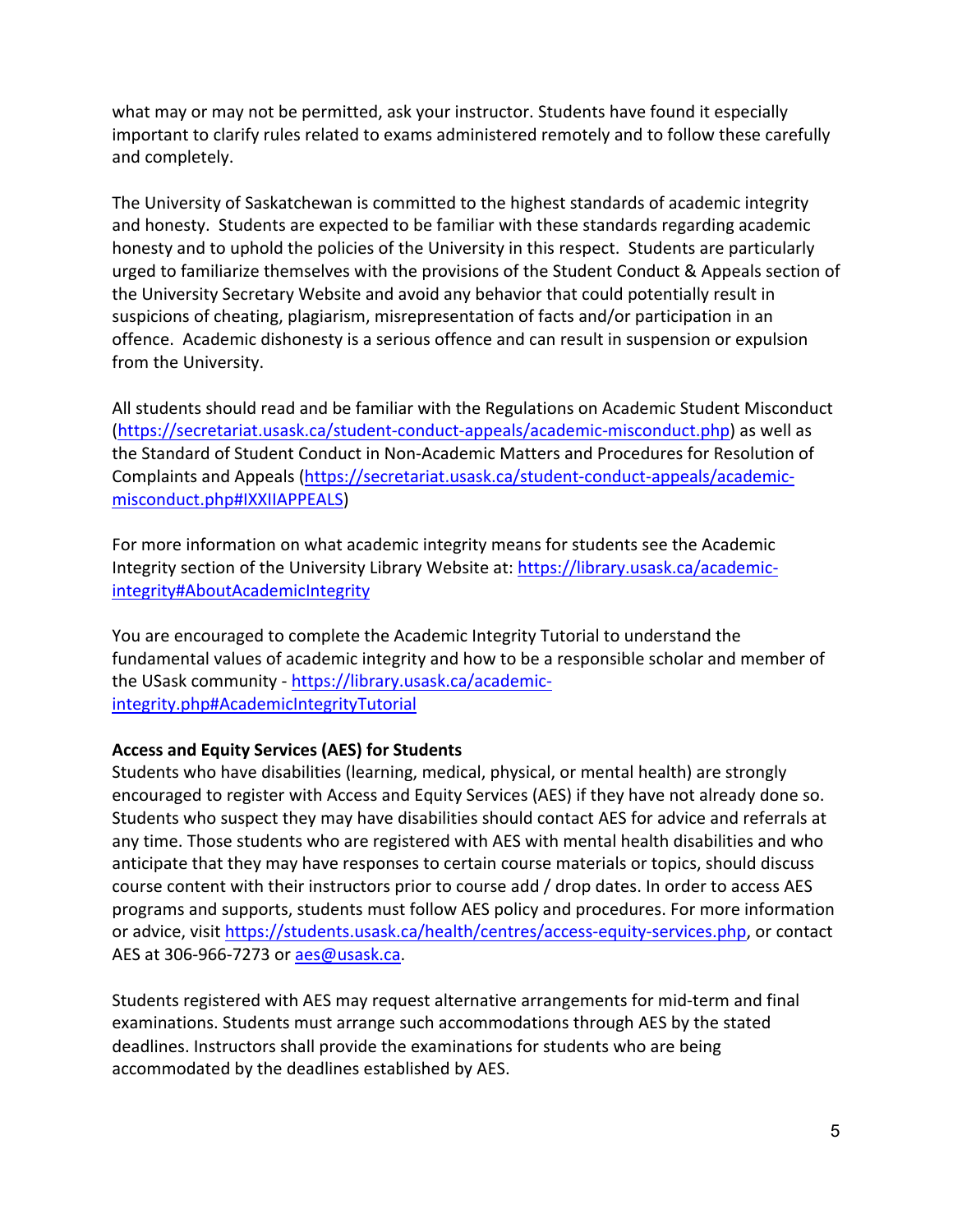what may or may not be permitted, ask your instructor. Students have found it especially important to clarify rules related to exams administered remotely and to follow these carefully and completely.

The University of Saskatchewan is committed to the highest standards of academic integrity and honesty. Students are expected to be familiar with these standards regarding academic honesty and to uphold the policies of the University in this respect. Students are particularly urged to familiarize themselves with the provisions of the Student Conduct & Appeals section of the University Secretary Website and avoid any behavior that could potentially result in suspicions of cheating, plagiarism, misrepresentation of facts and/or participation in an offence. Academic dishonesty is a serious offence and can result in suspension or expulsion from the University.

All students should read and be familiar with the Regulations on Academic Student Misconduct (https://secretariat.usask.ca/student-conduct-appeals/academic-misconduct.php) as well as the Standard of Student Conduct in Non-Academic Matters and Procedures for Resolution of Complaints and Appeals (https://secretariat.usask.ca/student-conduct-appeals/academic-misconduct.php#IXXIIAPPEALS)

For more information on what academic integrity means for students see the Academic Integrity section of the University Library Website at: https://library.usask.ca/academic-integrity#AboutAcademicIntegrity

You are encouraged to complete the Academic Integrity Tutorial to understand the fundamental values of academic integrity and how to be a responsible scholar and member of the USask community - https://library.usask.ca/academic-integrity.php#AcademicIntegrityTutorial

**Access and Equity Services (AES) for Students**

Students who have disabilities (learning, medical, physical, or mental health) are strongly encouraged to register with Access and Equity Services (AES) if they have not already done so. Students who suspect they may have disabilities should contact AES for advice and referrals at any time. Those students who are registered with AES with mental health disabilities and who anticipate that they may have responses to certain course materials or topics, should discuss course content with their instructors prior to course add / drop dates. In order to access AES programs and supports, students must follow AES policy and procedures. For more information or advice, visit https://students.usask.ca/health/centres/access-equity-services.php, or contact AES at 306-966-7273 or aes@usask.ca.

Students registered with AES may request alternative arrangements for mid-term and final examinations. Students must arrange such accommodations through AES by the stated deadlines. Instructors shall provide the examinations for students who are being accommodated by the deadlines established by AES.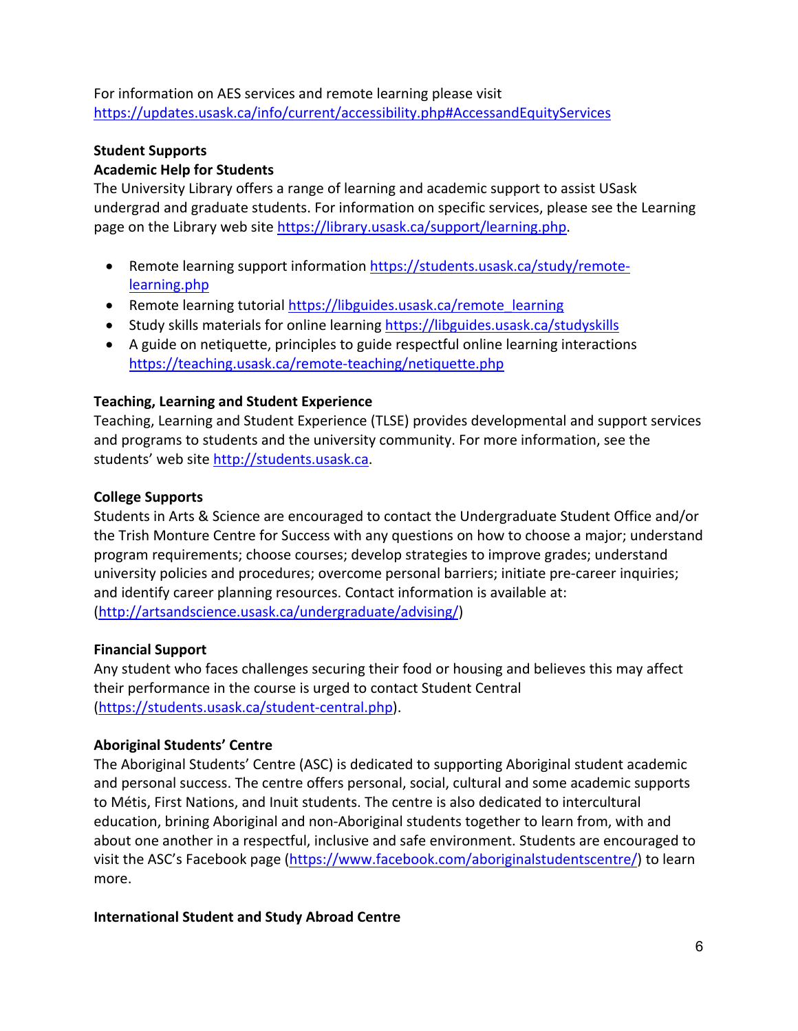For information on AES services and remote learning please visit https://updates.usask.ca/info/current/accessibility.php#AccessandEquityServices

**Student Supports**

**Academic Help for Students**

The University Library offers a range of learning and academic support to assist USask undergrad and graduate students. For information on specific services, please see the Learning page on the Library web site https://library.usask.ca/support/learning.php.

- Remote learning support information https://students.usask.ca/study/remote-learning.php
- Remote learning tutorial https://libguides.usask.ca/remote_learning
- Study skills materials for online learning https://libguides.usask.ca/studyskills
- A guide on netiquette, principles to guide respectful online learning interactions https://teaching.usask.ca/remote-teaching/netiquette.php

**Teaching, Learning and Student Experience**

Teaching, Learning and Student Experience (TLSE) provides developmental and support services and programs to students and the university community. For more information, see the students' web site http://students.usask.ca.

**College Supports**

Students in Arts & Science are encouraged to contact the Undergraduate Student Office and/or the Trish Monture Centre for Success with any questions on how to choose a major; understand program requirements; choose courses; develop strategies to improve grades; understand university policies and procedures; overcome personal barriers; initiate pre-career inquiries; and identify career planning resources. Contact information is available at: (http://artsandscience.usask.ca/undergraduate/advising/)

**Financial Support**

Any student who faces challenges securing their food or housing and believes this may affect their performance in the course is urged to contact Student Central (https://students.usask.ca/student-central.php).

**Aboriginal Students' Centre**

The Aboriginal Students' Centre (ASC) is dedicated to supporting Aboriginal student academic and personal success. The centre offers personal, social, cultural and some academic supports to Métis, First Nations, and Inuit students. The centre is also dedicated to intercultural education, brining Aboriginal and non-Aboriginal students together to learn from, with and about one another in a respectful, inclusive and safe environment. Students are encouraged to visit the ASC's Facebook page (https://www.facebook.com/aboriginalstudentscentre/) to learn more.

**International Student and Study Abroad Centre**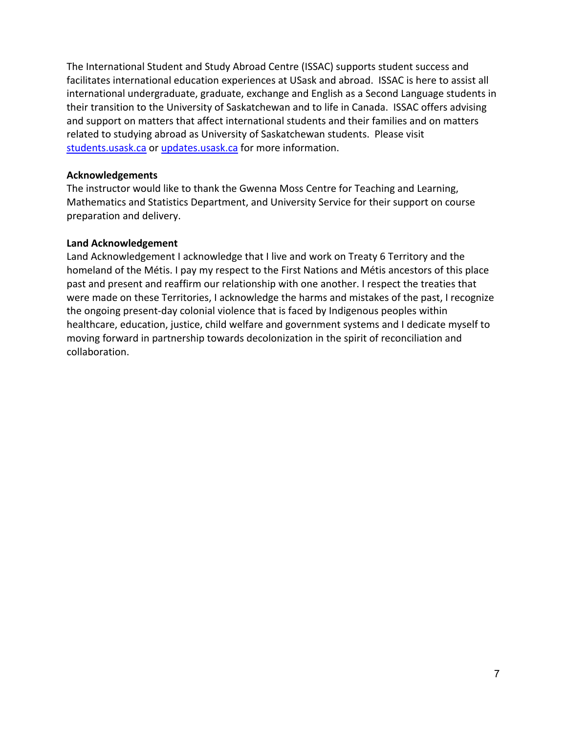The International Student and Study Abroad Centre (ISSAC) supports student success and facilitates international education experiences at USask and abroad. ISSAC is here to assist all international undergraduate, graduate, exchange and English as a Second Language students in their transition to the University of Saskatchewan and to life in Canada. ISSAC offers advising and support on matters that affect international students and their families and on matters related to studying abroad as University of Saskatchewan students. Please visit [students.usask.ca](students.usask.ca) or [updates.usask.ca](updates.usask.ca) for more information.

**Acknowledgements**

The instructor would like to thank the Gwenna Moss Centre for Teaching and Learning, Mathematics and Statistics Department, and University Service for their support on course preparation and delivery.

**Land Acknowledgement**

Land Acknowledgement I acknowledge that I live and work on Treaty 6 Territory and the homeland of the Métis. I pay my respect to the First Nations and Métis ancestors of this place past and present and reaffirm our relationship with one another. I respect the treaties that were made on these Territories, I acknowledge the harms and mistakes of the past, I recognize the ongoing present-day colonial violence that is faced by Indigenous peoples within healthcare, education, justice, child welfare and government systems and I dedicate myself to moving forward in partnership towards decolonization in the spirit of reconciliation and collaboration.